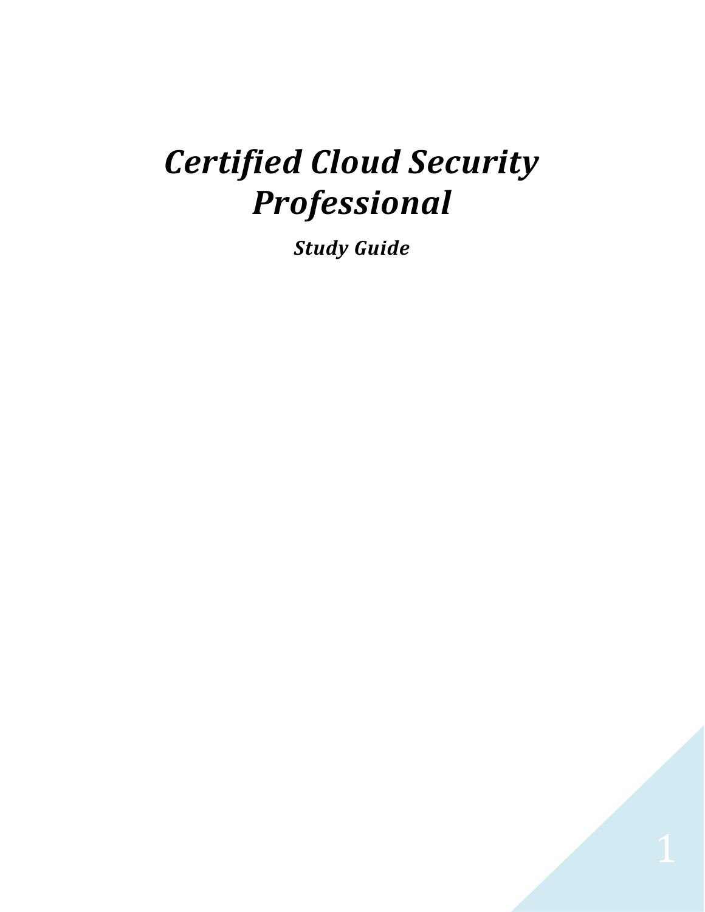# *Certified Cloud Security Professional*

***Study Guide***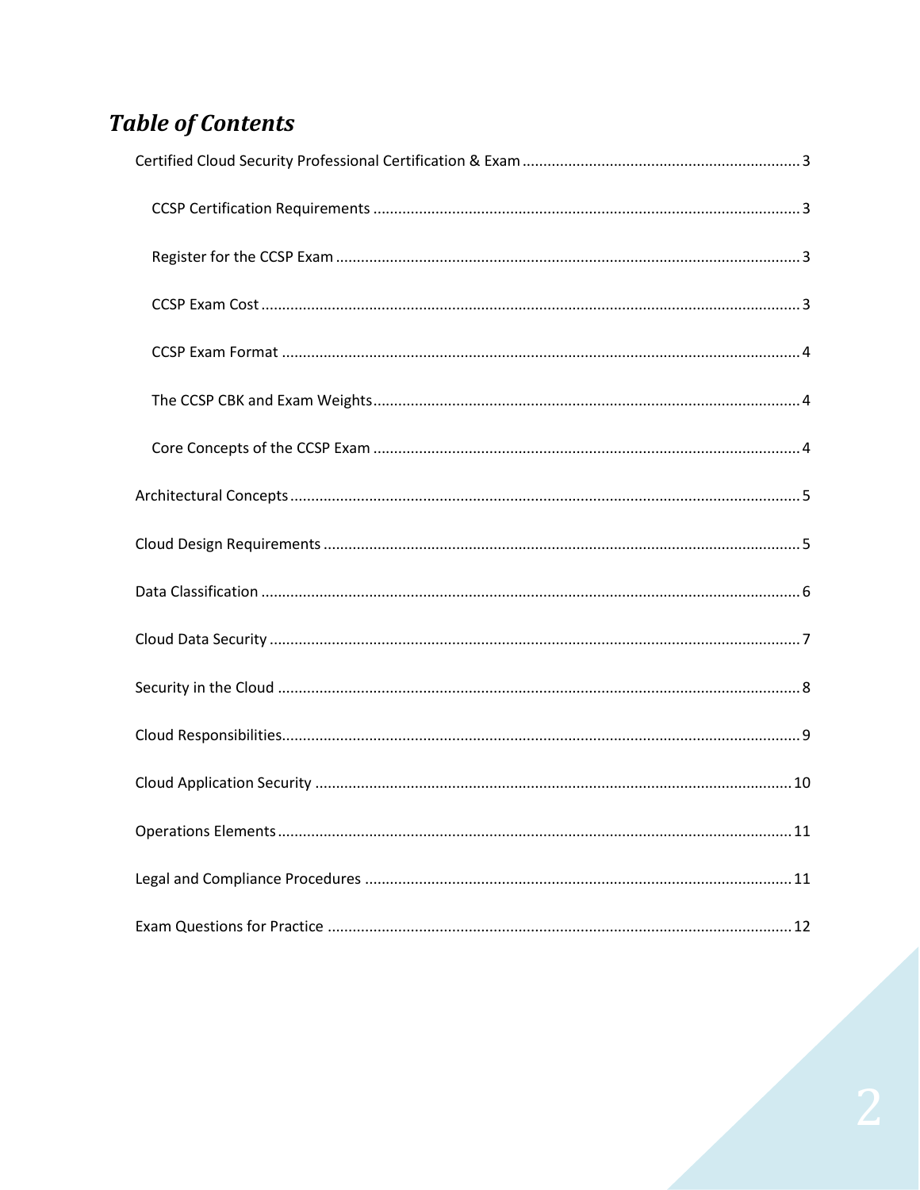# *Table of Contents*

- Certified Cloud Security Professional Certification & Exam .......... 3
  - CCSP Certification Requirements .......... 3
  - Register for the CCSP Exam .......... 3
  - CCSP Exam Cost .......... 3
  - CCSP Exam Format .......... 4
  - The CCSP CBK and Exam Weights .......... 4
  - Core Concepts of the CCSP Exam .......... 4
- Architectural Concepts .......... 5
- Cloud Design Requirements .......... 5
- Data Classification .......... 6
- Cloud Data Security .......... 7
- Security in the Cloud .......... 8
- Cloud Responsibilities .......... 9
- Cloud Application Security .......... 10
- Operations Elements .......... 11
- Legal and Compliance Procedures .......... 11
- Exam Questions for Practice .......... 12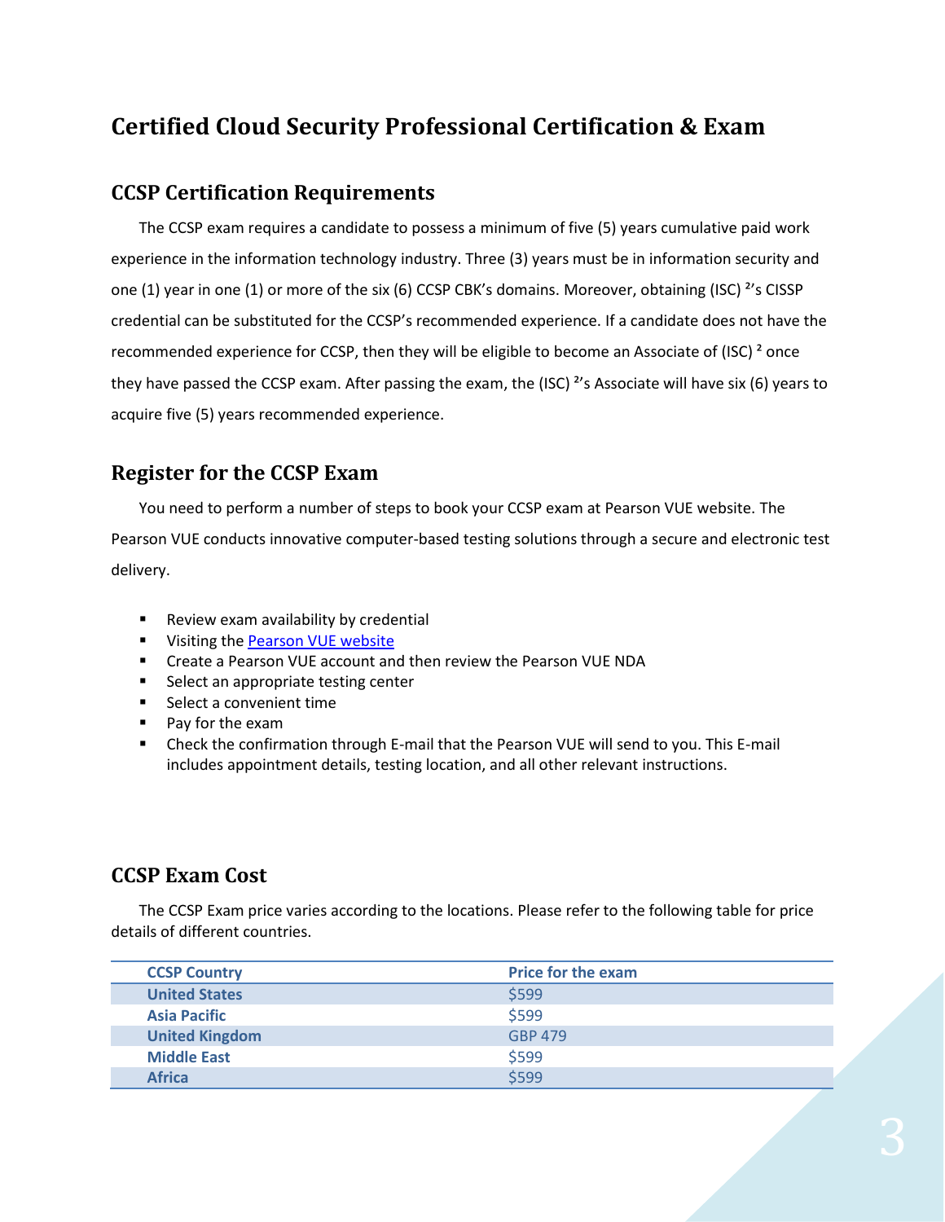# Certified Cloud Security Professional Certification & Exam

## CCSP Certification Requirements

The CCSP exam requires a candidate to possess a minimum of five (5) years cumulative paid work experience in the information technology industry. Three (3) years must be in information security and one (1) year in one (1) or more of the six (6) CCSP CBK's domains. Moreover, obtaining (ISC) ²'s CISSP credential can be substituted for the CCSP's recommended experience. If a candidate does not have the recommended experience for CCSP, then they will be eligible to become an Associate of (ISC) ² once they have passed the CCSP exam. After passing the exam, the (ISC) ²'s Associate will have six (6) years to acquire five (5) years recommended experience.

## Register for the CCSP Exam

You need to perform a number of steps to book your CCSP exam at Pearson VUE website. The Pearson VUE conducts innovative computer-based testing solutions through a secure and electronic test delivery.

- Review exam availability by credential
- Visiting the Pearson VUE website
- Create a Pearson VUE account and then review the Pearson VUE NDA
- Select an appropriate testing center
- Select a convenient time
- Pay for the exam
- Check the confirmation through E-mail that the Pearson VUE will send to you. This E-mail includes appointment details, testing location, and all other relevant instructions.

## CCSP Exam Cost

The CCSP Exam price varies according to the locations. Please refer to the following table for price details of different countries.

| CCSP Country | Price for the exam |
|---|---|
| United States | $599 |
| Asia Pacific | $599 |
| United Kingdom | GBP 479 |
| Middle East | $599 |
| Africa | $599 |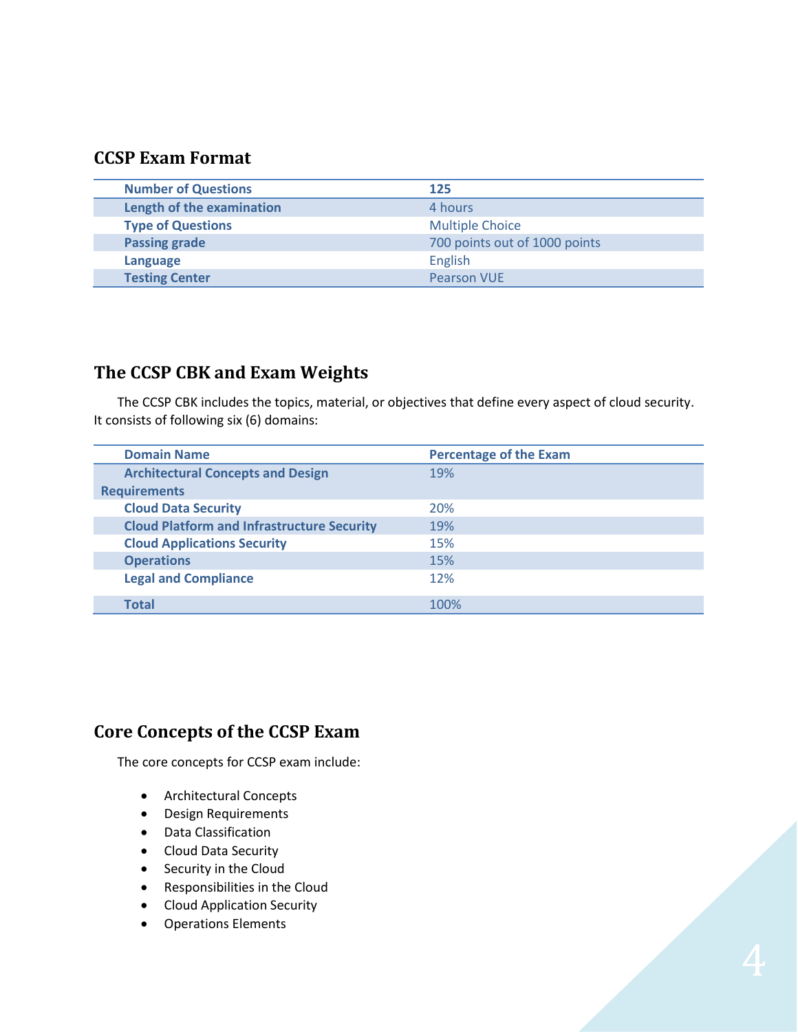## CCSP Exam Format

| Number of Questions | 125 |
|---|---|
| Length of the examination | 4 hours |
| Type of Questions | Multiple Choice |
| Passing grade | 700 points out of 1000 points |
| Language | English |
| Testing Center | Pearson VUE |

## The CCSP CBK and Exam Weights

The CCSP CBK includes the topics, material, or objectives that define every aspect of cloud security. It consists of following six (6) domains:

| Domain Name | Percentage of the Exam |
|---|---|
| Architectural Concepts and Design Requirements | 19% |
| Cloud Data Security | 20% |
| Cloud Platform and Infrastructure Security | 19% |
| Cloud Applications Security | 15% |
| Operations | 15% |
| Legal and Compliance | 12% |
| Total | 100% |

## Core Concepts of the CCSP Exam

The core concepts for CCSP exam include:

- Architectural Concepts
- Design Requirements
- Data Classification
- Cloud Data Security
- Security in the Cloud
- Responsibilities in the Cloud
- Cloud Application Security
- Operations Elements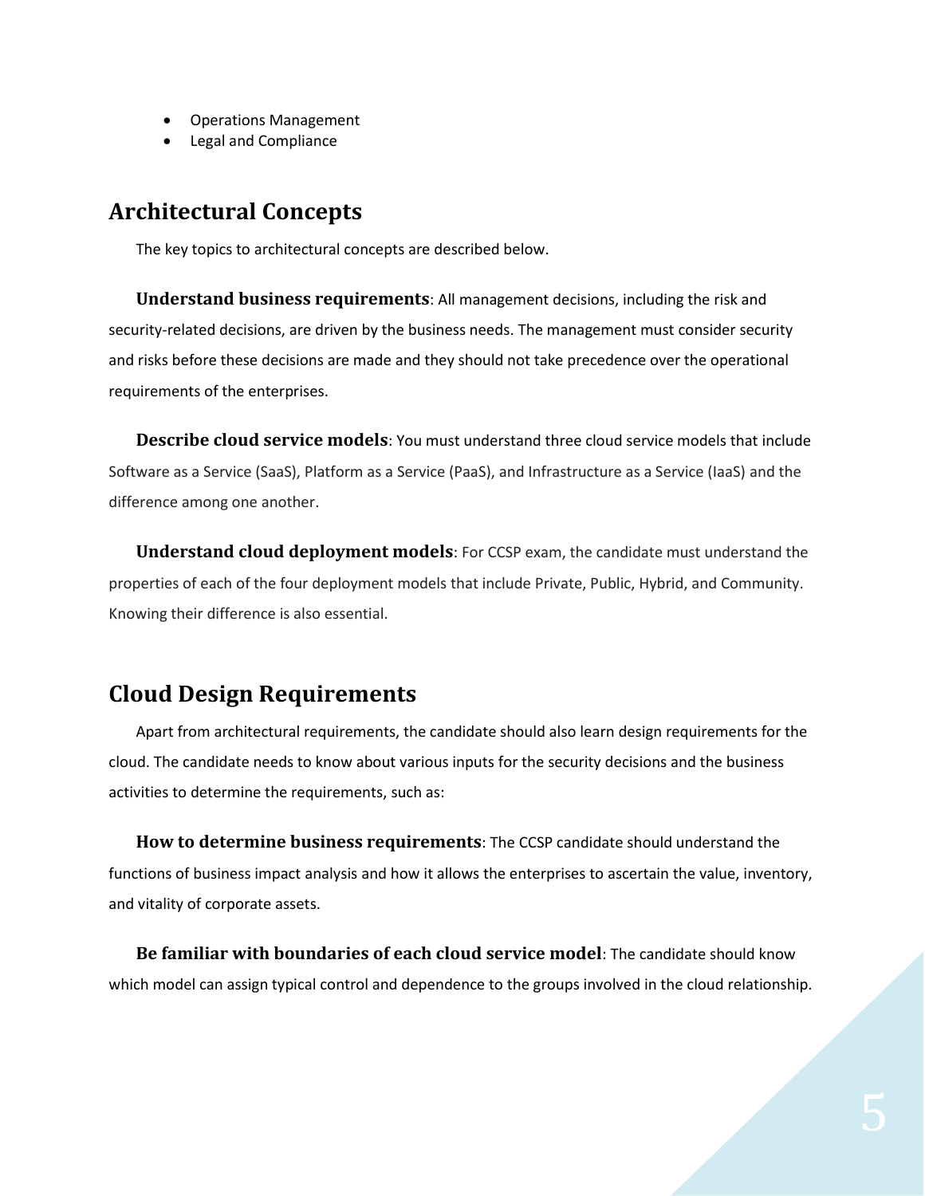- Operations Management
- Legal and Compliance

## Architectural Concepts

The key topics to architectural concepts are described below.

**Understand business requirements**: All management decisions, including the risk and security-related decisions, are driven by the business needs. The management must consider security and risks before these decisions are made and they should not take precedence over the operational requirements of the enterprises.

**Describe cloud service models**: You must understand three cloud service models that include Software as a Service (SaaS), Platform as a Service (PaaS), and Infrastructure as a Service (IaaS) and the difference among one another.

**Understand cloud deployment models**: For CCSP exam, the candidate must understand the properties of each of the four deployment models that include Private, Public, Hybrid, and Community. Knowing their difference is also essential.

## Cloud Design Requirements

Apart from architectural requirements, the candidate should also learn design requirements for the cloud. The candidate needs to know about various inputs for the security decisions and the business activities to determine the requirements, such as:

**How to determine business requirements**: The CCSP candidate should understand the functions of business impact analysis and how it allows the enterprises to ascertain the value, inventory, and vitality of corporate assets.

**Be familiar with boundaries of each cloud service model**: The candidate should know which model can assign typical control and dependence to the groups involved in the cloud relationship.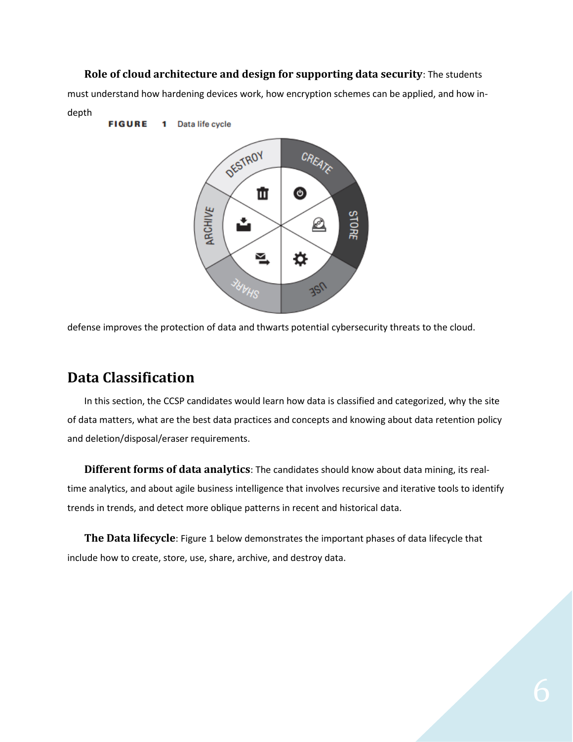**Role of cloud architecture and design for supporting data security**: The students must understand how hardening devices work, how encryption schemes can be applied, and how in-depth defense improves the protection of data and thwarts potential cybersecurity threats to the cloud.

**FIGURE 1** Data life cycle

## Data Classification

In this section, the CCSP candidates would learn how data is classified and categorized, why the site of data matters, what are the best data practices and concepts and knowing about data retention policy and deletion/disposal/eraser requirements.

**Different forms of data analytics**: The candidates should know about data mining, its real-time analytics, and about agile business intelligence that involves recursive and iterative tools to identify trends in trends, and detect more oblique patterns in recent and historical data.

**The Data lifecycle**: Figure 1 below demonstrates the important phases of data lifecycle that include how to create, store, use, share, archive, and destroy data.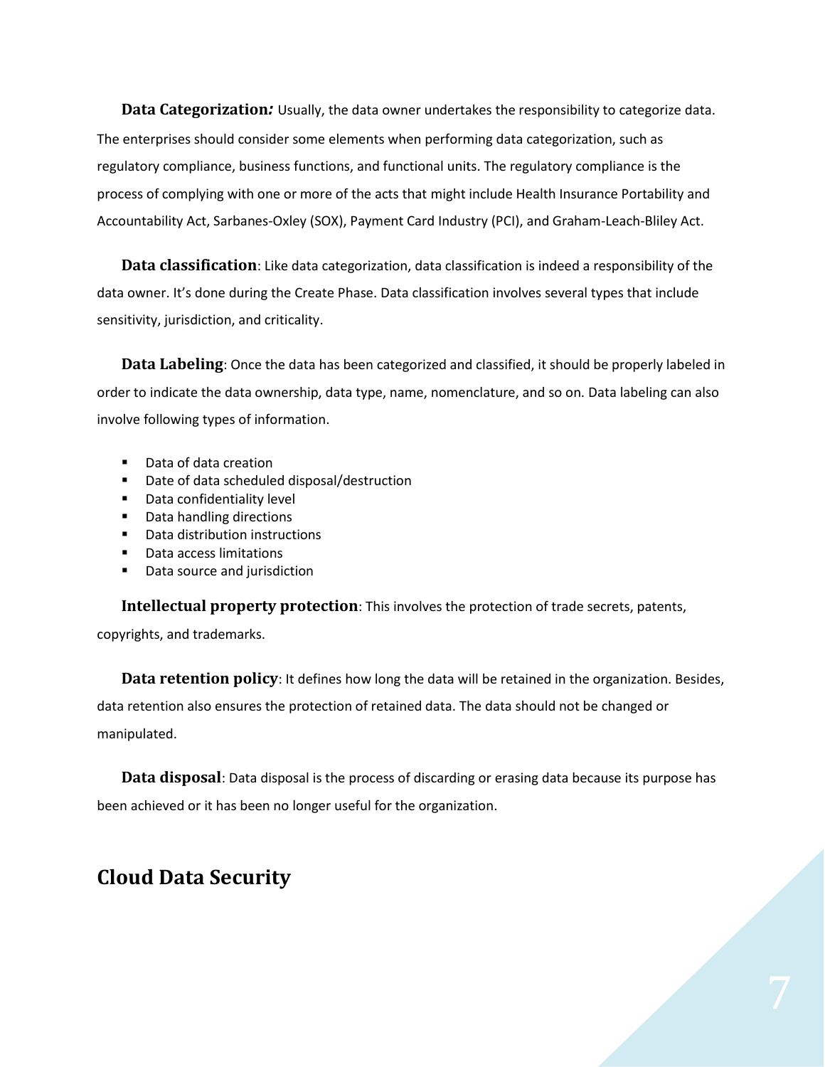**Data Categorization*:*** Usually, the data owner undertakes the responsibility to categorize data. The enterprises should consider some elements when performing data categorization, such as regulatory compliance, business functions, and functional units. The regulatory compliance is the process of complying with one or more of the acts that might include Health Insurance Portability and Accountability Act, Sarbanes-Oxley (SOX), Payment Card Industry (PCI), and Graham-Leach-Bliley Act.

**Data classification**: Like data categorization, data classification is indeed a responsibility of the data owner. It's done during the Create Phase. Data classification involves several types that include sensitivity, jurisdiction, and criticality.

**Data Labeling**: Once the data has been categorized and classified, it should be properly labeled in order to indicate the data ownership, data type, name, nomenclature, and so on. Data labeling can also involve following types of information.

- Data of data creation
- Date of data scheduled disposal/destruction
- Data confidentiality level
- Data handling directions
- Data distribution instructions
- Data access limitations
- Data source and jurisdiction

**Intellectual property protection**: This involves the protection of trade secrets, patents, copyrights, and trademarks.

**Data retention policy**: It defines how long the data will be retained in the organization. Besides, data retention also ensures the protection of retained data. The data should not be changed or manipulated.

**Data disposal**: Data disposal is the process of discarding or erasing data because its purpose has been achieved or it has been no longer useful for the organization.

## Cloud Data Security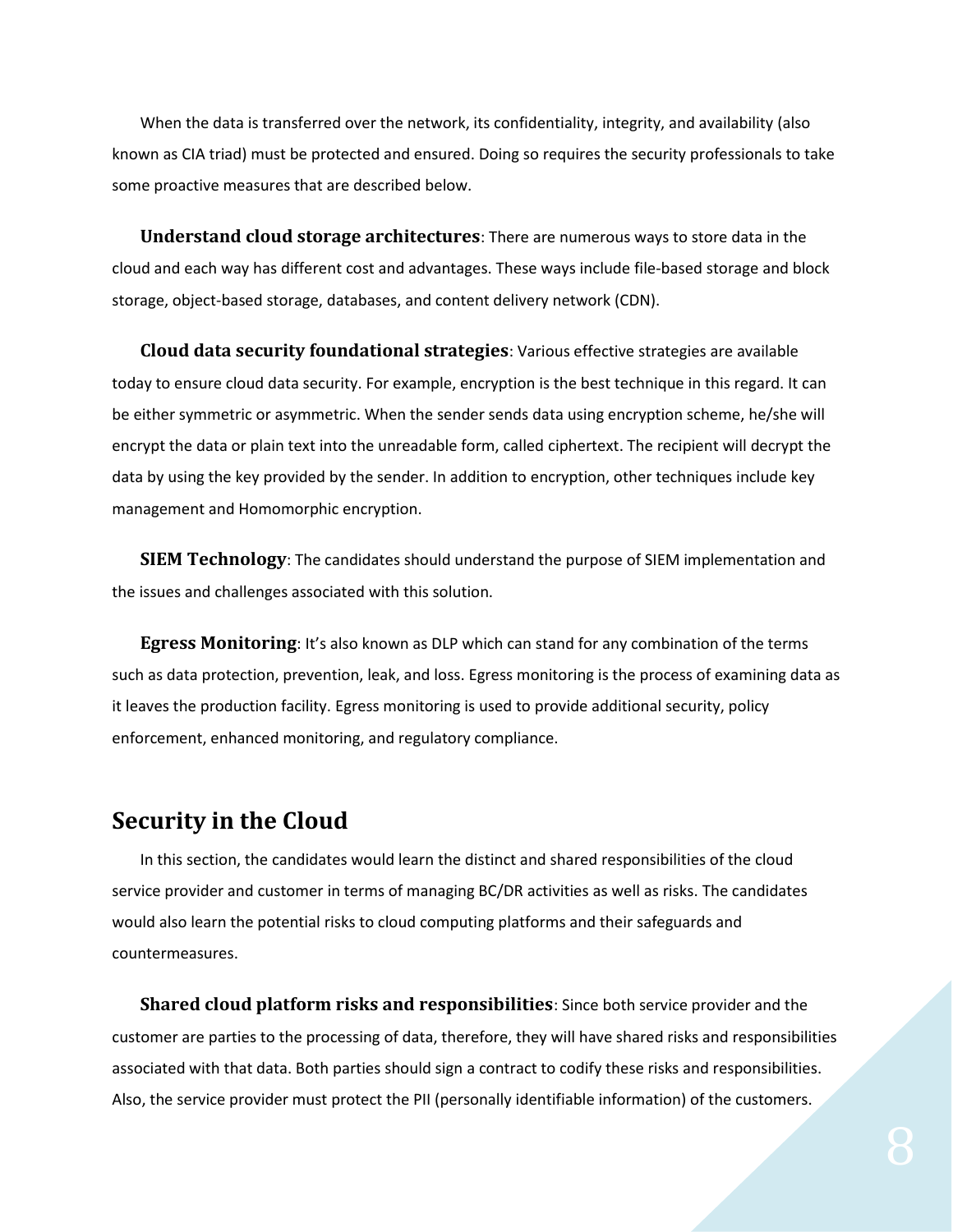When the data is transferred over the network, its confidentiality, integrity, and availability (also known as CIA triad) must be protected and ensured. Doing so requires the security professionals to take some proactive measures that are described below.

**Understand cloud storage architectures**: There are numerous ways to store data in the cloud and each way has different cost and advantages. These ways include file-based storage and block storage, object-based storage, databases, and content delivery network (CDN).

**Cloud data security foundational strategies**: Various effective strategies are available today to ensure cloud data security. For example, encryption is the best technique in this regard. It can be either symmetric or asymmetric. When the sender sends data using encryption scheme, he/she will encrypt the data or plain text into the unreadable form, called ciphertext. The recipient will decrypt the data by using the key provided by the sender. In addition to encryption, other techniques include key management and Homomorphic encryption.

**SIEM Technology**: The candidates should understand the purpose of SIEM implementation and the issues and challenges associated with this solution.

**Egress Monitoring**: It's also known as DLP which can stand for any combination of the terms such as data protection, prevention, leak, and loss. Egress monitoring is the process of examining data as it leaves the production facility. Egress monitoring is used to provide additional security, policy enforcement, enhanced monitoring, and regulatory compliance.

## Security in the Cloud

In this section, the candidates would learn the distinct and shared responsibilities of the cloud service provider and customer in terms of managing BC/DR activities as well as risks. The candidates would also learn the potential risks to cloud computing platforms and their safeguards and countermeasures.

**Shared cloud platform risks and responsibilities**: Since both service provider and the customer are parties to the processing of data, therefore, they will have shared risks and responsibilities associated with that data. Both parties should sign a contract to codify these risks and responsibilities. Also, the service provider must protect the PII (personally identifiable information) of the customers.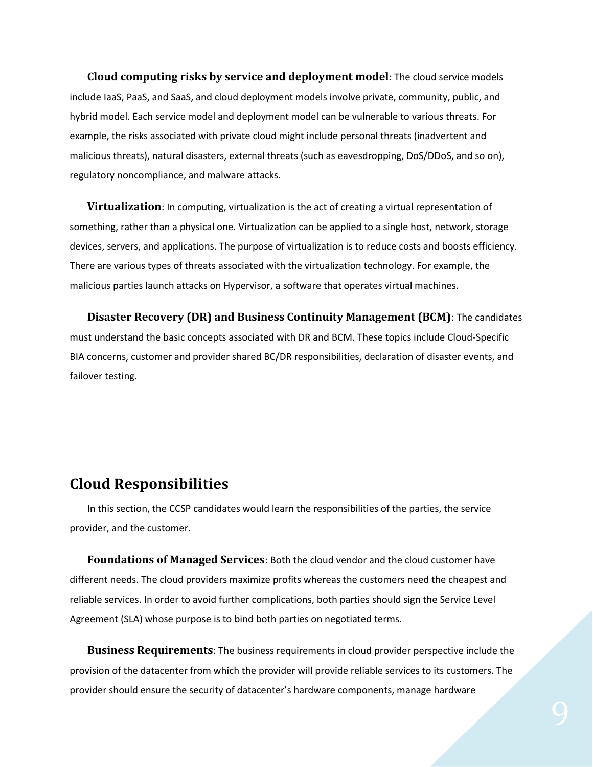**Cloud computing risks by service and deployment model**: The cloud service models include IaaS, PaaS, and SaaS, and cloud deployment models involve private, community, public, and hybrid model. Each service model and deployment model can be vulnerable to various threats. For example, the risks associated with private cloud might include personal threats (inadvertent and malicious threats), natural disasters, external threats (such as eavesdropping, DoS/DDoS, and so on), regulatory noncompliance, and malware attacks.

**Virtualization**: In computing, virtualization is the act of creating a virtual representation of something, rather than a physical one. Virtualization can be applied to a single host, network, storage devices, servers, and applications. The purpose of virtualization is to reduce costs and boosts efficiency. There are various types of threats associated with the virtualization technology. For example, the malicious parties launch attacks on Hypervisor, a software that operates virtual machines.

**Disaster Recovery (DR) and Business Continuity Management (BCM)**: The candidates must understand the basic concepts associated with DR and BCM. These topics include Cloud-Specific BIA concerns, customer and provider shared BC/DR responsibilities, declaration of disaster events, and failover testing.

## Cloud Responsibilities

In this section, the CCSP candidates would learn the responsibilities of the parties, the service provider, and the customer.

**Foundations of Managed Services**: Both the cloud vendor and the cloud customer have different needs. The cloud providers maximize profits whereas the customers need the cheapest and reliable services. In order to avoid further complications, both parties should sign the Service Level Agreement (SLA) whose purpose is to bind both parties on negotiated terms.

**Business Requirements**: The business requirements in cloud provider perspective include the provision of the datacenter from which the provider will provide reliable services to its customers. The provider should ensure the security of datacenter's hardware components, manage hardware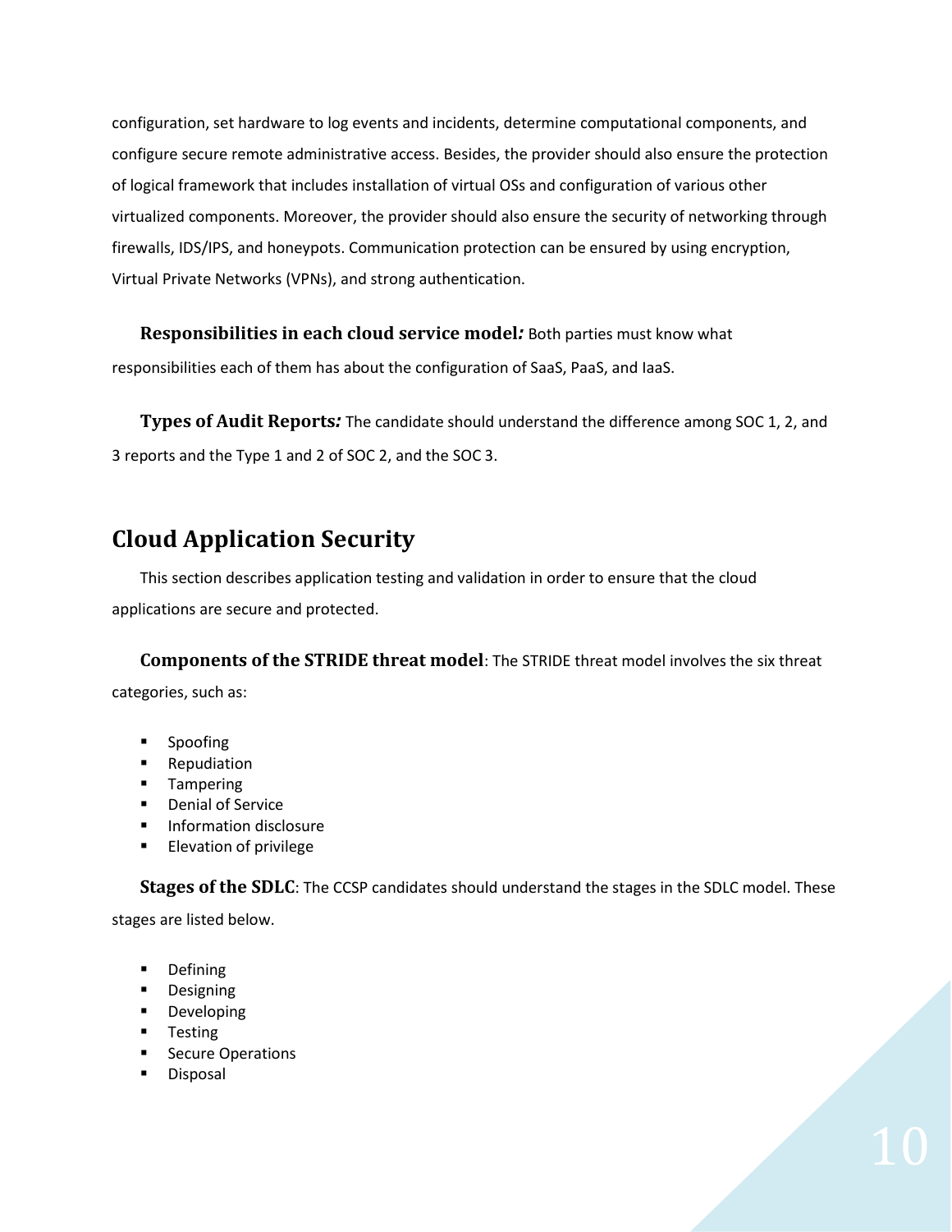configuration, set hardware to log events and incidents, determine computational components, and configure secure remote administrative access. Besides, the provider should also ensure the protection of logical framework that includes installation of virtual OSs and configuration of various other virtualized components. Moreover, the provider should also ensure the security of networking through firewalls, IDS/IPS, and honeypots. Communication protection can be ensured by using encryption, Virtual Private Networks (VPNs), and strong authentication.

**Responsibilities in each cloud service model*:*** Both parties must know what responsibilities each of them has about the configuration of SaaS, PaaS, and IaaS.

**Types of Audit Reports*:*** The candidate should understand the difference among SOC 1, 2, and 3 reports and the Type 1 and 2 of SOC 2, and the SOC 3.

## Cloud Application Security

This section describes application testing and validation in order to ensure that the cloud applications are secure and protected.

**Components of the STRIDE threat model**: The STRIDE threat model involves the six threat categories, such as:

- Spoofing
- Repudiation
- Tampering
- Denial of Service
- Information disclosure
- Elevation of privilege

**Stages of the SDLC**: The CCSP candidates should understand the stages in the SDLC model. These stages are listed below.

- Defining
- Designing
- Developing
- Testing
- Secure Operations
- Disposal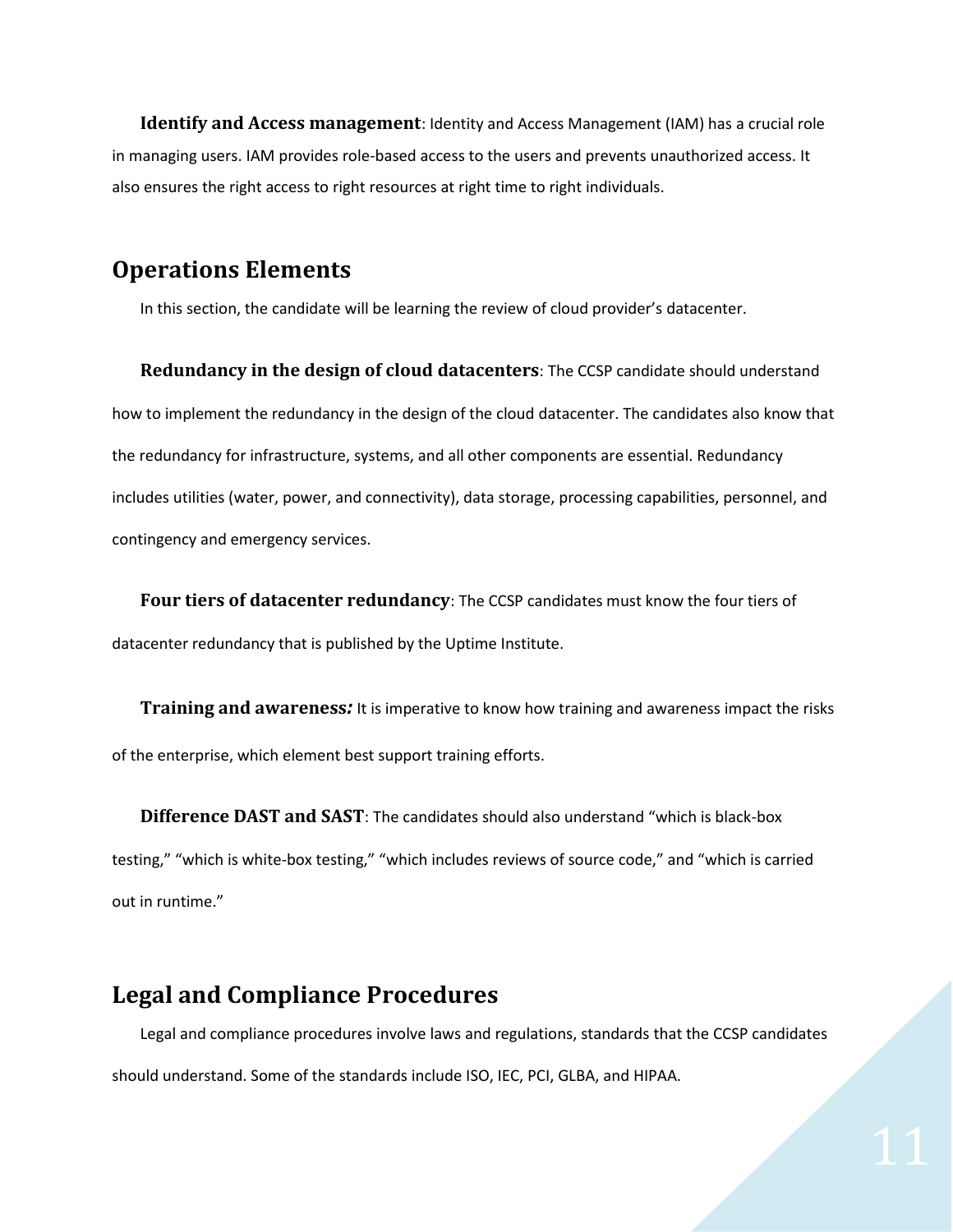**Identify and Access management**: Identity and Access Management (IAM) has a crucial role in managing users. IAM provides role-based access to the users and prevents unauthorized access. It also ensures the right access to right resources at right time to right individuals.

## Operations Elements

In this section, the candidate will be learning the review of cloud provider's datacenter.

**Redundancy in the design of cloud datacenters**: The CCSP candidate should understand how to implement the redundancy in the design of the cloud datacenter. The candidates also know that the redundancy for infrastructure, systems, and all other components are essential. Redundancy includes utilities (water, power, and connectivity), data storage, processing capabilities, personnel, and contingency and emergency services.

**Four tiers of datacenter redundancy**: The CCSP candidates must know the four tiers of datacenter redundancy that is published by the Uptime Institute.

**Training and awareness*:*** It is imperative to know how training and awareness impact the risks of the enterprise, which element best support training efforts.

**Difference DAST and SAST**: The candidates should also understand "which is black-box testing," "which is white-box testing," "which includes reviews of source code," and "which is carried out in runtime."

## Legal and Compliance Procedures

Legal and compliance procedures involve laws and regulations, standards that the CCSP candidates should understand. Some of the standards include ISO, IEC, PCI, GLBA, and HIPAA.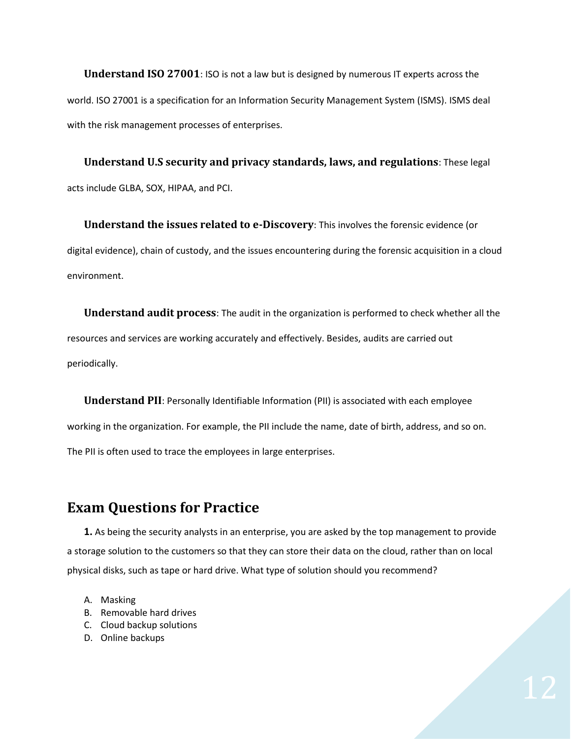**Understand ISO 27001**: ISO is not a law but is designed by numerous IT experts across the world. ISO 27001 is a specification for an Information Security Management System (ISMS). ISMS deal with the risk management processes of enterprises.

**Understand U.S security and privacy standards, laws, and regulations**: These legal acts include GLBA, SOX, HIPAA, and PCI.

**Understand the issues related to e-Discovery**: This involves the forensic evidence (or digital evidence), chain of custody, and the issues encountering during the forensic acquisition in a cloud environment.

**Understand audit process**: The audit in the organization is performed to check whether all the resources and services are working accurately and effectively. Besides, audits are carried out periodically.

**Understand PII**: Personally Identifiable Information (PII) is associated with each employee working in the organization. For example, the PII include the name, date of birth, address, and so on. The PII is often used to trace the employees in large enterprises.

## Exam Questions for Practice

**1.** As being the security analysts in an enterprise, you are asked by the top management to provide a storage solution to the customers so that they can store their data on the cloud, rather than on local physical disks, such as tape or hard drive. What type of solution should you recommend?

A. Masking
B. Removable hard drives
C. Cloud backup solutions
D. Online backups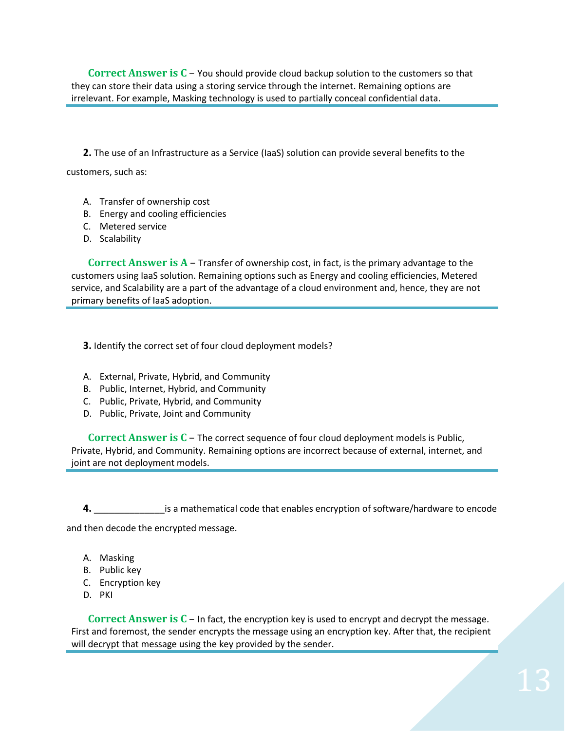**Correct Answer is C** – You should provide cloud backup solution to the customers so that they can store their data using a storing service through the internet. Remaining options are irrelevant. For example, Masking technology is used to partially conceal confidential data.

---

**2.** The use of an Infrastructure as a Service (IaaS) solution can provide several benefits to the customers, such as:

A. Transfer of ownership cost
B. Energy and cooling efficiencies
C. Metered service
D. Scalability

**Correct Answer is A** – Transfer of ownership cost, in fact, is the primary advantage to the customers using IaaS solution. Remaining options such as Energy and cooling efficiencies, Metered service, and Scalability are a part of the advantage of a cloud environment and, hence, they are not primary benefits of IaaS adoption.

---

**3.** Identify the correct set of four cloud deployment models?

A. External, Private, Hybrid, and Community
B. Public, Internet, Hybrid, and Community
C. Public, Private, Hybrid, and Community
D. Public, Private, Joint and Community

**Correct Answer is C** – The correct sequence of four cloud deployment models is Public, Private, Hybrid, and Community. Remaining options are incorrect because of external, internet, and joint are not deployment models.

---

**4.** ______________is a mathematical code that enables encryption of software/hardware to encode and then decode the encrypted message.

A. Masking
B. Public key
C. Encryption key
D. PKI

**Correct Answer is C** – In fact, the encryption key is used to encrypt and decrypt the message. First and foremost, the sender encrypts the message using an encryption key. After that, the recipient will decrypt that message using the key provided by the sender.

---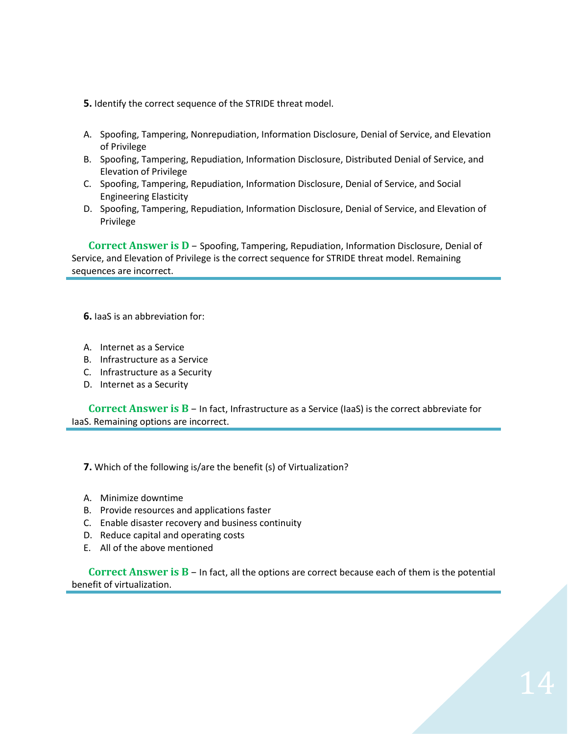**5.** Identify the correct sequence of the STRIDE threat model.

A. Spoofing, Tampering, Nonrepudiation, Information Disclosure, Denial of Service, and Elevation of Privilege
B. Spoofing, Tampering, Repudiation, Information Disclosure, Distributed Denial of Service, and Elevation of Privilege
C. Spoofing, Tampering, Repudiation, Information Disclosure, Denial of Service, and Social Engineering Elasticity
D. Spoofing, Tampering, Repudiation, Information Disclosure, Denial of Service, and Elevation of Privilege

**Correct Answer is D** – Spoofing, Tampering, Repudiation, Information Disclosure, Denial of Service, and Elevation of Privilege is the correct sequence for STRIDE threat model. Remaining sequences are incorrect.

---

**6.** IaaS is an abbreviation for:

A. Internet as a Service
B. Infrastructure as a Service
C. Infrastructure as a Security
D. Internet as a Security

**Correct Answer is B** – In fact, Infrastructure as a Service (IaaS) is the correct abbreviate for IaaS. Remaining options are incorrect.

---

**7.** Which of the following is/are the benefit (s) of Virtualization?

A. Minimize downtime
B. Provide resources and applications faster
C. Enable disaster recovery and business continuity
D. Reduce capital and operating costs
E. All of the above mentioned

**Correct Answer is B** – In fact, all the options are correct because each of them is the potential benefit of virtualization.

---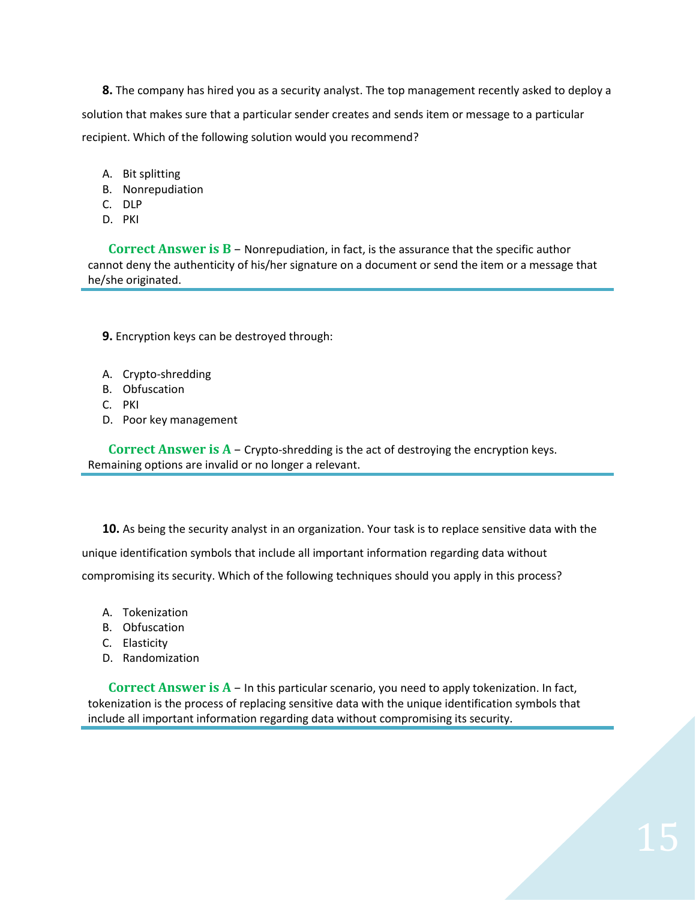**8.** The company has hired you as a security analyst. The top management recently asked to deploy a solution that makes sure that a particular sender creates and sends item or message to a particular recipient. Which of the following solution would you recommend?

A. Bit splitting
B. Nonrepudiation
C. DLP
D. PKI

**Correct Answer is B** – Nonrepudiation, in fact, is the assurance that the specific author cannot deny the authenticity of his/her signature on a document or send the item or a message that he/she originated.

---

**9.** Encryption keys can be destroyed through:

A. Crypto-shredding
B. Obfuscation
C. PKI
D. Poor key management

**Correct Answer is A** – Crypto-shredding is the act of destroying the encryption keys. Remaining options are invalid or no longer a relevant.

---

**10.** As being the security analyst in an organization. Your task is to replace sensitive data with the unique identification symbols that include all important information regarding data without compromising its security. Which of the following techniques should you apply in this process?

A. Tokenization
B. Obfuscation
C. Elasticity
D. Randomization

**Correct Answer is A** – In this particular scenario, you need to apply tokenization. In fact, tokenization is the process of replacing sensitive data with the unique identification symbols that include all important information regarding data without compromising its security.

---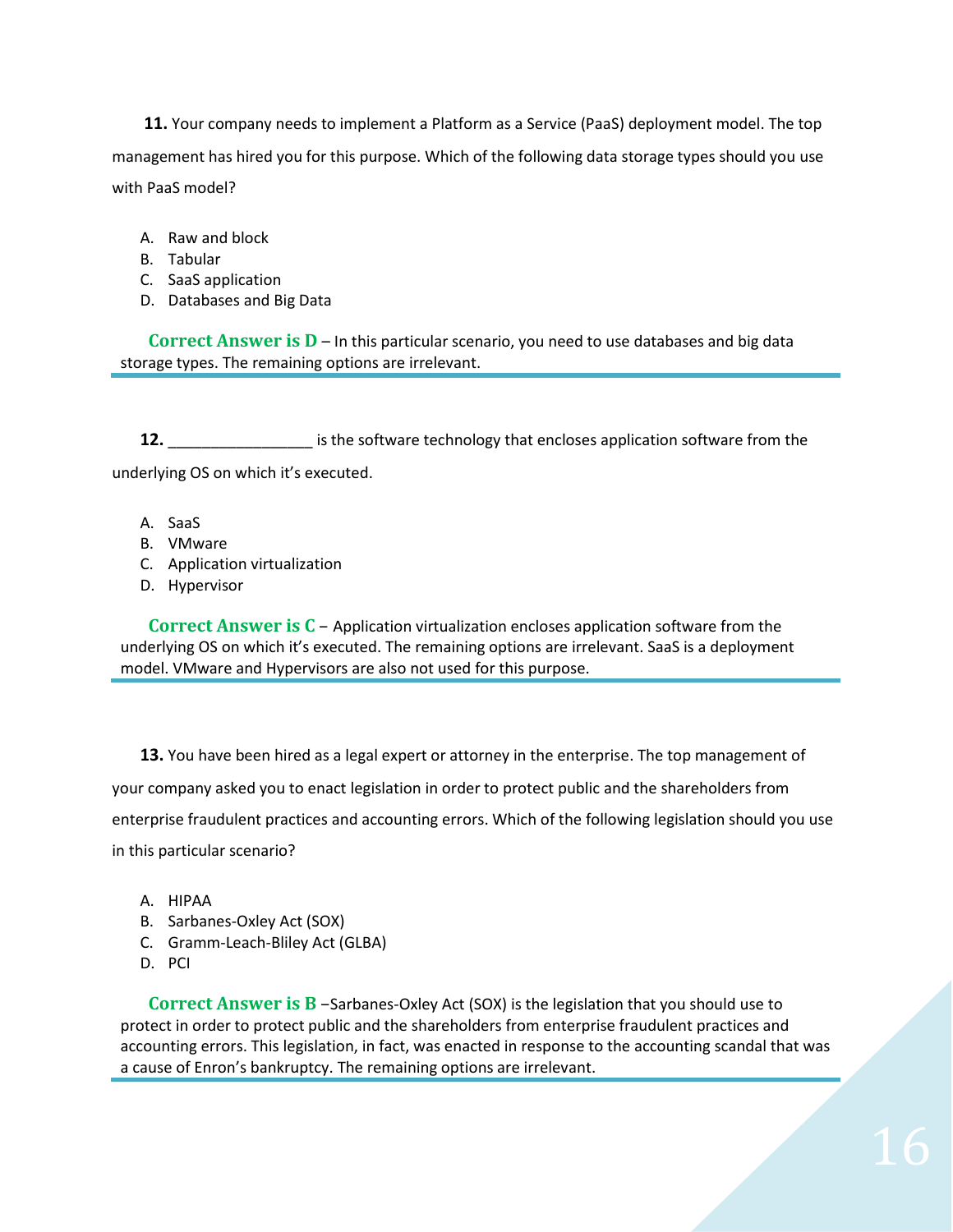**11.** Your company needs to implement a Platform as a Service (PaaS) deployment model. The top management has hired you for this purpose. Which of the following data storage types should you use with PaaS model?

A. Raw and block
B. Tabular
C. SaaS application
D. Databases and Big Data

**Correct Answer is D** – In this particular scenario, you need to use databases and big data storage types. The remaining options are irrelevant.

---

**12.** _________________ is the software technology that encloses application software from the underlying OS on which it's executed.

A. SaaS
B. VMware
C. Application virtualization
D. Hypervisor

**Correct Answer is C** – Application virtualization encloses application software from the underlying OS on which it's executed. The remaining options are irrelevant. SaaS is a deployment model. VMware and Hypervisors are also not used for this purpose.

---

**13.** You have been hired as a legal expert or attorney in the enterprise. The top management of your company asked you to enact legislation in order to protect public and the shareholders from enterprise fraudulent practices and accounting errors. Which of the following legislation should you use in this particular scenario?

A. HIPAA
B. Sarbanes-Oxley Act (SOX)
C. Gramm-Leach-Bliley Act (GLBA)
D. PCI

**Correct Answer is B** –Sarbanes-Oxley Act (SOX) is the legislation that you should use to protect in order to protect public and the shareholders from enterprise fraudulent practices and accounting errors. This legislation, in fact, was enacted in response to the accounting scandal that was a cause of Enron's bankruptcy. The remaining options are irrelevant.

---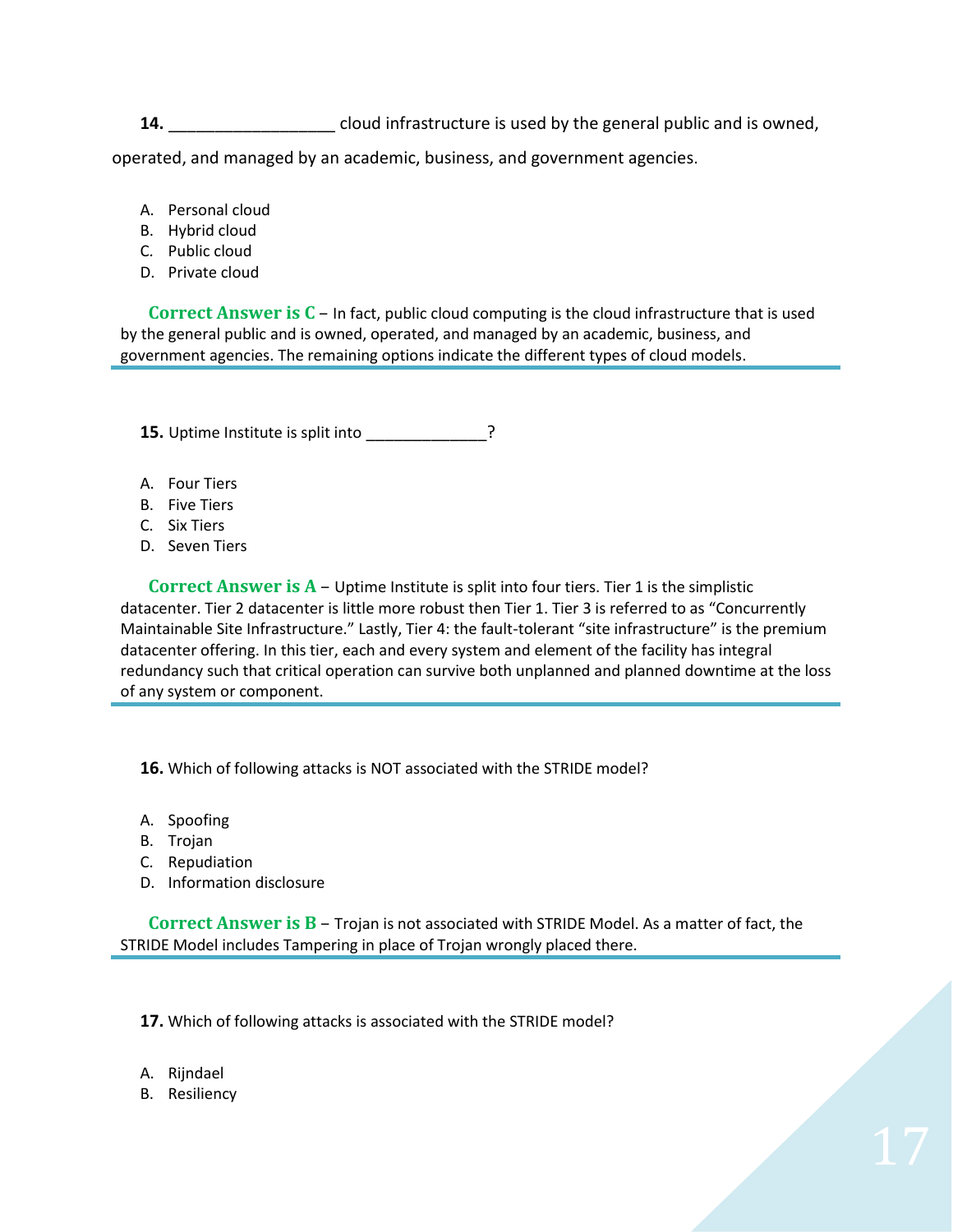**14.** __________________ cloud infrastructure is used by the general public and is owned, operated, and managed by an academic, business, and government agencies.

A. Personal cloud
B. Hybrid cloud
C. Public cloud
D. Private cloud

**Correct Answer is C** – In fact, public cloud computing is the cloud infrastructure that is used by the general public and is owned, operated, and managed by an academic, business, and government agencies. The remaining options indicate the different types of cloud models.

---

**15.** Uptime Institute is split into ______________?

A. Four Tiers
B. Five Tiers
C. Six Tiers
D. Seven Tiers

**Correct Answer is A** – Uptime Institute is split into four tiers. Tier 1 is the simplistic datacenter. Tier 2 datacenter is little more robust then Tier 1. Tier 3 is referred to as "Concurrently Maintainable Site Infrastructure." Lastly, Tier 4: the fault-tolerant "site infrastructure" is the premium datacenter offering. In this tier, each and every system and element of the facility has integral redundancy such that critical operation can survive both unplanned and planned downtime at the loss of any system or component.

---

**16.** Which of following attacks is NOT associated with the STRIDE model?

A. Spoofing
B. Trojan
C. Repudiation
D. Information disclosure

**Correct Answer is B** – Trojan is not associated with STRIDE Model. As a matter of fact, the STRIDE Model includes Tampering in place of Trojan wrongly placed there.

---

**17.** Which of following attacks is associated with the STRIDE model?

A. Rijndael
B. Resiliency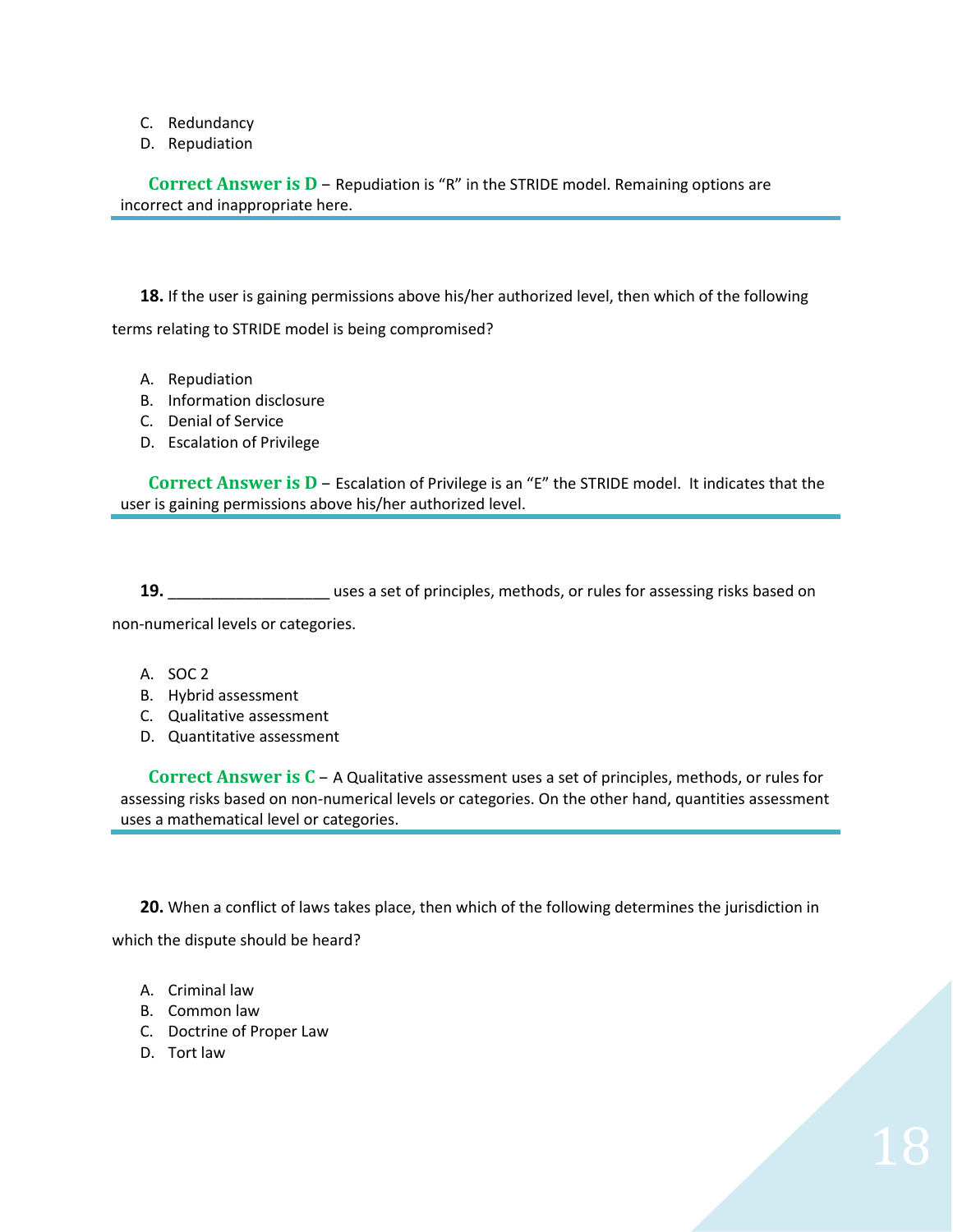C. Redundancy
D. Repudiation

**Correct Answer is D** – Repudiation is "R" in the STRIDE model. Remaining options are incorrect and inappropriate here.

---

**18.** If the user is gaining permissions above his/her authorized level, then which of the following terms relating to STRIDE model is being compromised?

A. Repudiation
B. Information disclosure
C. Denial of Service
D. Escalation of Privilege

**Correct Answer is D** – Escalation of Privilege is an "E" the STRIDE model. It indicates that the user is gaining permissions above his/her authorized level.

---

**19.** ___________________ uses a set of principles, methods, or rules for assessing risks based on non-numerical levels or categories.

A. SOC 2
B. Hybrid assessment
C. Qualitative assessment
D. Quantitative assessment

**Correct Answer is C** – A Qualitative assessment uses a set of principles, methods, or rules for assessing risks based on non-numerical levels or categories. On the other hand, quantities assessment uses a mathematical level or categories.

---

**20.** When a conflict of laws takes place, then which of the following determines the jurisdiction in which the dispute should be heard?

A. Criminal law
B. Common law
C. Doctrine of Proper Law
D. Tort law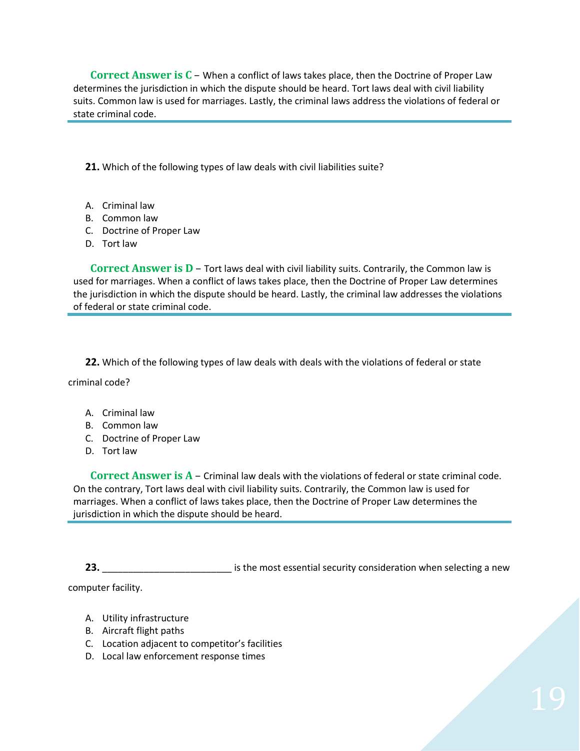**Correct Answer is C** – When a conflict of laws takes place, then the Doctrine of Proper Law determines the jurisdiction in which the dispute should be heard. Tort laws deal with civil liability suits. Common law is used for marriages. Lastly, the criminal laws address the violations of federal or state criminal code.

---

**21.** Which of the following types of law deals with civil liabilities suite?

A. Criminal law
B. Common law
C. Doctrine of Proper Law
D. Tort law

**Correct Answer is D** – Tort laws deal with civil liability suits. Contrarily, the Common law is used for marriages. When a conflict of laws takes place, then the Doctrine of Proper Law determines the jurisdiction in which the dispute should be heard. Lastly, the criminal law addresses the violations of federal or state criminal code.

---

**22.** Which of the following types of law deals with deals with the violations of federal or state criminal code?

A. Criminal law
B. Common law
C. Doctrine of Proper Law
D. Tort law

**Correct Answer is A** – Criminal law deals with the violations of federal or state criminal code. On the contrary, Tort laws deal with civil liability suits. Contrarily, the Common law is used for marriages. When a conflict of laws takes place, then the Doctrine of Proper Law determines the jurisdiction in which the dispute should be heard.

---

**23.** ________________________ is the most essential security consideration when selecting a new computer facility.

A. Utility infrastructure
B. Aircraft flight paths
C. Location adjacent to competitor's facilities
D. Local law enforcement response times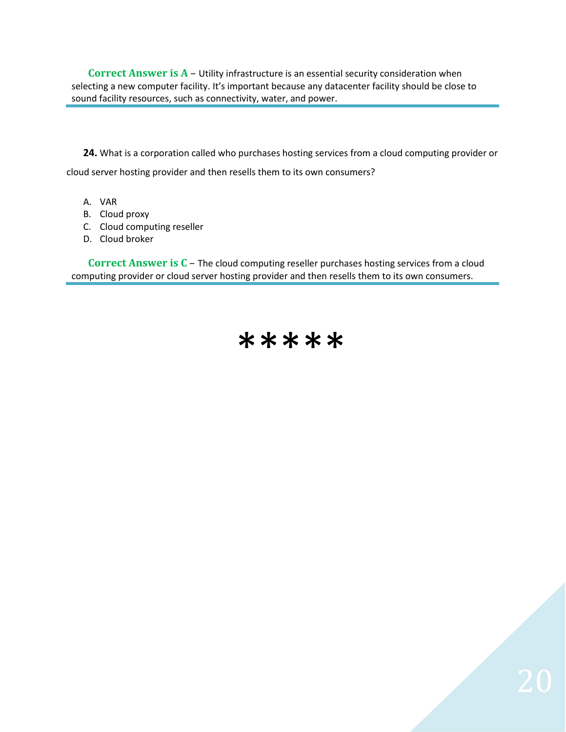**Correct Answer is A** – Utility infrastructure is an essential security consideration when selecting a new computer facility. It's important because any datacenter facility should be close to sound facility resources, such as connectivity, water, and power.

---

**24.** What is a corporation called who purchases hosting services from a cloud computing provider or cloud server hosting provider and then resells them to its own consumers?

A. VAR
B. Cloud proxy
C. Cloud computing reseller
D. Cloud broker

**Correct Answer is C** – The cloud computing reseller purchases hosting services from a cloud computing provider or cloud server hosting provider and then resells them to its own consumers.

---

*****